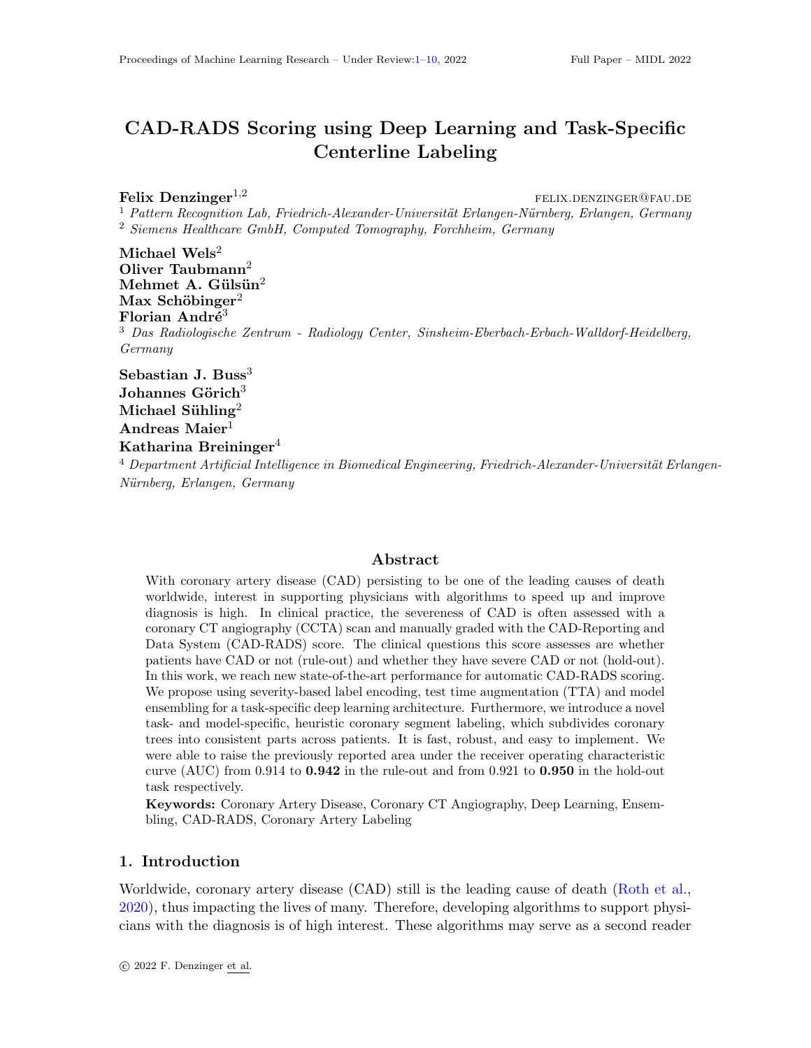# CAD-RADS Scoring using Deep Learning and Task-Specific Centerline Labeling

**Felix Denzinger**[1,2] felix.denzinger@fau.de

[1] *Pattern Recognition Lab, Friedrich-Alexander-Universität Erlangen-Nürnberg, Erlangen, Germany*

[2] *Siemens Healthcare GmbH, Computed Tomography, Forchheim, Germany*

**Michael Wels**[2]
**Oliver Taubmann**[2]
**Mehmet A. Gülsün**[2]
**Max Schöbinger**[2]
**Florian André**[3]

[3] *Das Radiologische Zentrum - Radiology Center, Sinsheim-Eberbach-Erbach-Walldorf-Heidelberg, Germany*

**Sebastian J. Buss**[3]
**Johannes Görich**[3]
**Michael Sühling**[2]
**Andreas Maier**[1]
**Katharina Breininger**[4]

[4] *Department Artificial Intelligence in Biomedical Engineering, Friedrich-Alexander-Universität Erlangen-Nürnberg, Erlangen, Germany*

## Abstract

With coronary artery disease (CAD) persisting to be one of the leading causes of death worldwide, interest in supporting physicians with algorithms to speed up and improve diagnosis is high. In clinical practice, the severeness of CAD is often assessed with a coronary CT angiography (CCTA) scan and manually graded with the CAD-Reporting and Data System (CAD-RADS) score. The clinical questions this score assesses are whether patients have CAD or not (rule-out) and whether they have severe CAD or not (hold-out). In this work, we reach new state-of-the-art performance for automatic CAD-RADS scoring. We propose using severity-based label encoding, test time augmentation (TTA) and model ensembling for a task-specific deep learning architecture. Furthermore, we introduce a novel task- and model-specific, heuristic coronary segment labeling, which subdivides coronary trees into consistent parts across patients. It is fast, robust, and easy to implement. We were able to raise the previously reported area under the receiver operating characteristic curve (AUC) from 0.914 to **0.942** in the rule-out and from 0.921 to **0.950** in the hold-out task respectively.

**Keywords:** Coronary Artery Disease, Coronary CT Angiography, Deep Learning, Ensembling, CAD-RADS, Coronary Artery Labeling

## 1. Introduction

Worldwide, coronary artery disease (CAD) still is the leading cause of death (Roth et al., 2020), thus impacting the lives of many. Therefore, developing algorithms to support physicians with the diagnosis is of high interest. These algorithms may serve as a second reader

© 2022 F. Denzinger et al.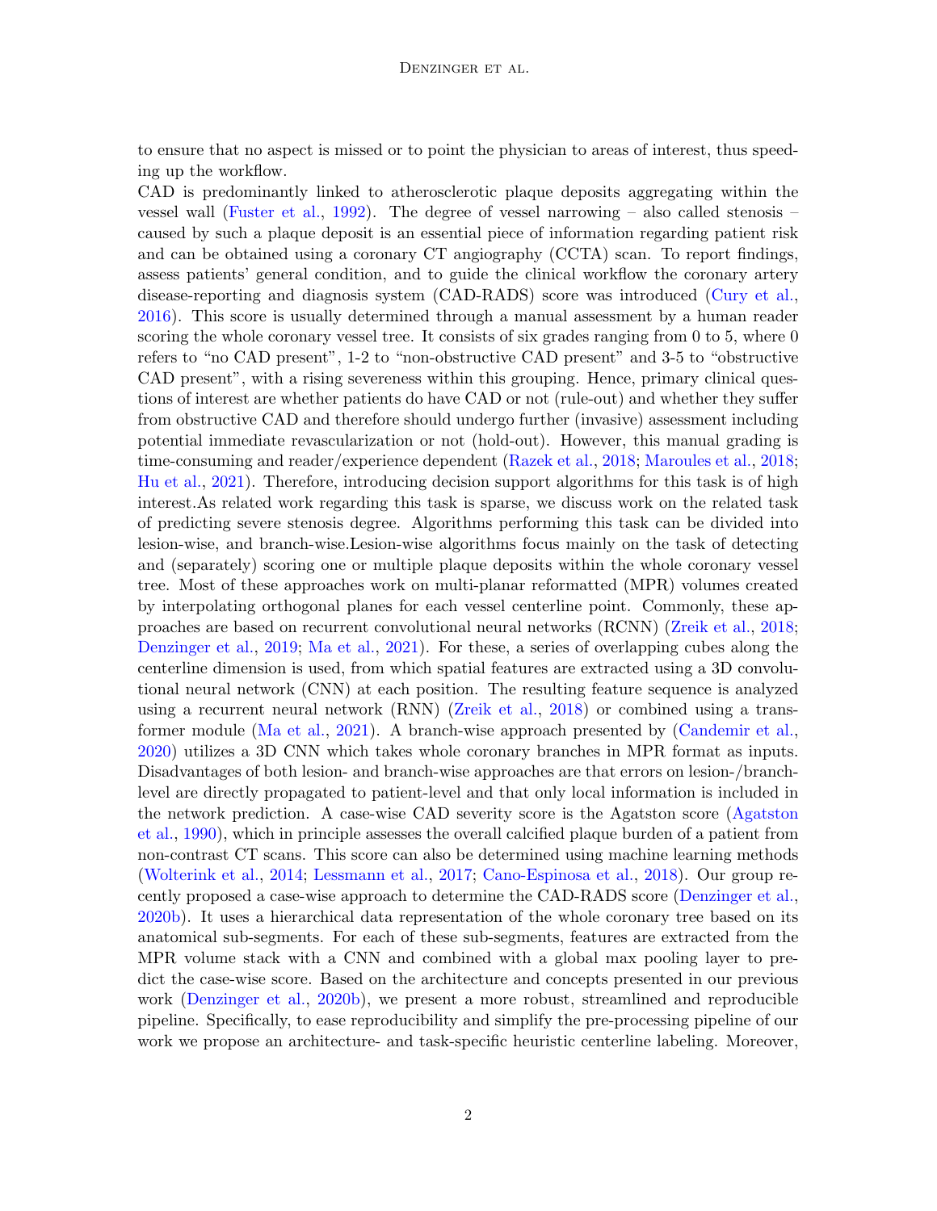to ensure that no aspect is missed or to point the physician to areas of interest, thus speeding up the workflow.

CAD is predominantly linked to atherosclerotic plaque deposits aggregating within the vessel wall (Fuster et al., 1992). The degree of vessel narrowing – also called stenosis – caused by such a plaque deposit is an essential piece of information regarding patient risk and can be obtained using a coronary CT angiography (CCTA) scan. To report findings, assess patients' general condition, and to guide the clinical workflow the coronary artery disease-reporting and diagnosis system (CAD-RADS) score was introduced (Cury et al., 2016). This score is usually determined through a manual assessment by a human reader scoring the whole coronary vessel tree. It consists of six grades ranging from 0 to 5, where 0 refers to "no CAD present", 1-2 to "non-obstructive CAD present" and 3-5 to "obstructive CAD present", with a rising severeness within this grouping. Hence, primary clinical questions of interest are whether patients do have CAD or not (rule-out) and whether they suffer from obstructive CAD and therefore should undergo further (invasive) assessment including potential immediate revascularization or not (hold-out). However, this manual grading is time-consuming and reader/experience dependent (Razek et al., 2018; Maroules et al., 2018; Hu et al., 2021). Therefore, introducing decision support algorithms for this task is of high interest.As related work regarding this task is sparse, we discuss work on the related task of predicting severe stenosis degree. Algorithms performing this task can be divided into lesion-wise, and branch-wise.Lesion-wise algorithms focus mainly on the task of detecting and (separately) scoring one or multiple plaque deposits within the whole coronary vessel tree. Most of these approaches work on multi-planar reformatted (MPR) volumes created by interpolating orthogonal planes for each vessel centerline point. Commonly, these approaches are based on recurrent convolutional neural networks (RCNN) (Zreik et al., 2018; Denzinger et al., 2019; Ma et al., 2021). For these, a series of overlapping cubes along the centerline dimension is used, from which spatial features are extracted using a 3D convolutional neural network (CNN) at each position. The resulting feature sequence is analyzed using a recurrent neural network (RNN) (Zreik et al., 2018) or combined using a transformer module (Ma et al., 2021). A branch-wise approach presented by (Candemir et al., 2020) utilizes a 3D CNN which takes whole coronary branches in MPR format as inputs. Disadvantages of both lesion- and branch-wise approaches are that errors on lesion-/branch-level are directly propagated to patient-level and that only local information is included in the network prediction. A case-wise CAD severity score is the Agatston score (Agatston et al., 1990), which in principle assesses the overall calcified plaque burden of a patient from non-contrast CT scans. This score can also be determined using machine learning methods (Wolterink et al., 2014; Lessmann et al., 2017; Cano-Espinosa et al., 2018). Our group recently proposed a case-wise approach to determine the CAD-RADS score (Denzinger et al., 2020b). It uses a hierarchical data representation of the whole coronary tree based on its anatomical sub-segments. For each of these sub-segments, features are extracted from the MPR volume stack with a CNN and combined with a global max pooling layer to predict the case-wise score. Based on the architecture and concepts presented in our previous work (Denzinger et al., 2020b), we present a more robust, streamlined and reproducible pipeline. Specifically, to ease reproducibility and simplify the pre-processing pipeline of our work we propose an architecture- and task-specific heuristic centerline labeling. Moreover,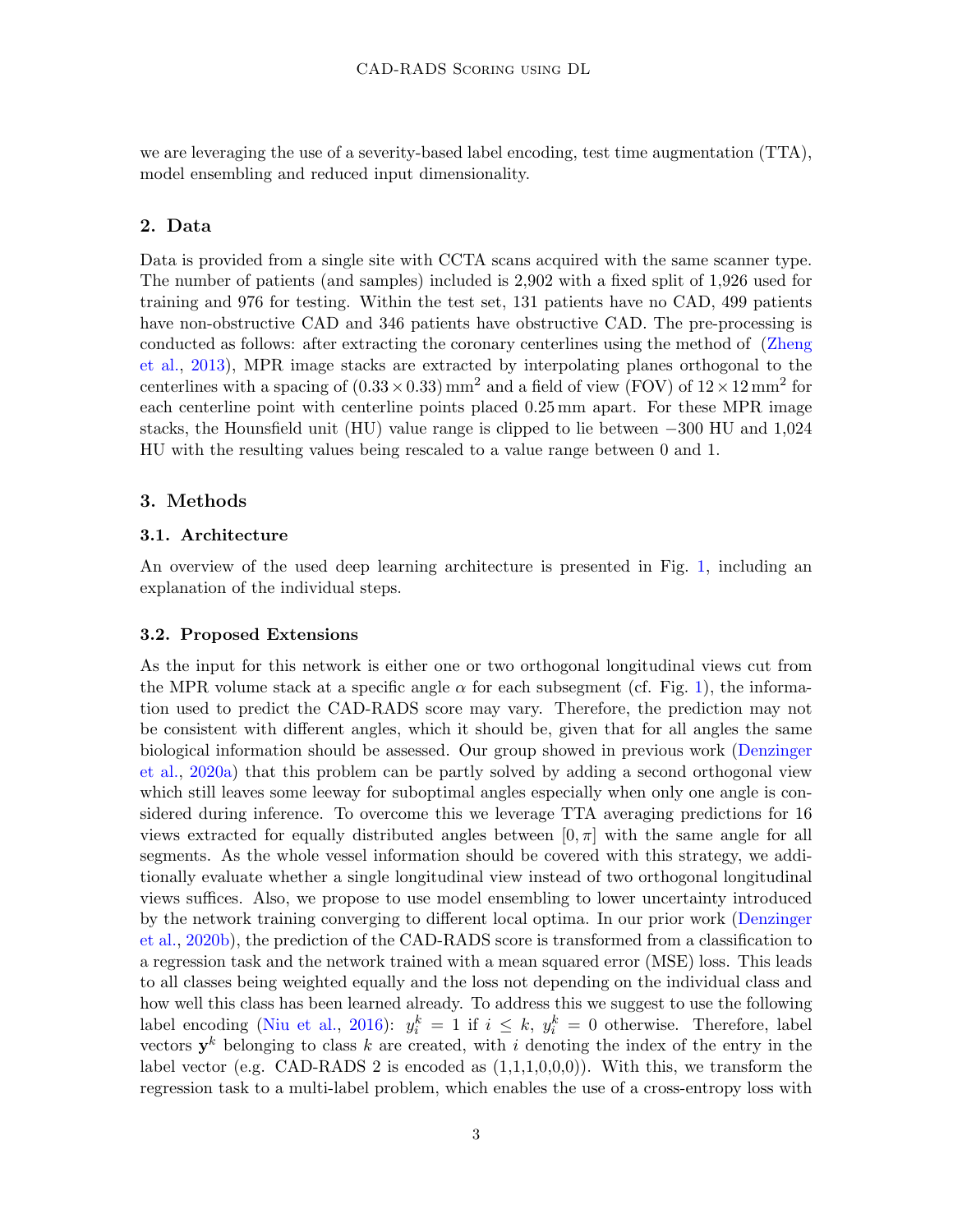we are leveraging the use of a severity-based label encoding, test time augmentation (TTA), model ensembling and reduced input dimensionality.

## 2. Data

Data is provided from a single site with CCTA scans acquired with the same scanner type. The number of patients (and samples) included is 2,902 with a fixed split of 1,926 used for training and 976 for testing. Within the test set, 131 patients have no CAD, 499 patients have non-obstructive CAD and 346 patients have obstructive CAD. The pre-processing is conducted as follows: after extracting the coronary centerlines using the method of (Zheng et al., 2013), MPR image stacks are extracted by interpolating planes orthogonal to the centerlines with a spacing of $(0.33 \times 0.33)\,\text{mm}^2$ and a field of view (FOV) of $12 \times 12\,\text{mm}^2$ for each centerline point with centerline points placed 0.25 mm apart. For these MPR image stacks, the Hounsfield unit (HU) value range is clipped to lie between $-300$ HU and 1,024 HU with the resulting values being rescaled to a value range between 0 and 1.

## 3. Methods

### 3.1. Architecture

An overview of the used deep learning architecture is presented in Fig. 1, including an explanation of the individual steps.

### 3.2. Proposed Extensions

As the input for this network is either one or two orthogonal longitudinal views cut from the MPR volume stack at a specific angle $\alpha$ for each subsegment (cf. Fig. 1), the information used to predict the CAD-RADS score may vary. Therefore, the prediction may not be consistent with different angles, which it should be, given that for all angles the same biological information should be assessed. Our group showed in previous work (Denzinger et al., 2020a) that this problem can be partly solved by adding a second orthogonal view which still leaves some leeway for suboptimal angles especially when only one angle is considered during inference. To overcome this we leverage TTA averaging predictions for 16 views extracted for equally distributed angles between $[0, \pi]$ with the same angle for all segments. As the whole vessel information should be covered with this strategy, we additionally evaluate whether a single longitudinal view instead of two orthogonal longitudinal views suffices. Also, we propose to use model ensembling to lower uncertainty introduced by the network training converging to different local optima. In our prior work (Denzinger et al., 2020b), the prediction of the CAD-RADS score is transformed from a classification to a regression task and the network trained with a mean squared error (MSE) loss. This leads to all classes being weighted equally and the loss not depending on the individual class and how well this class has been learned already. To address this we suggest to use the following label encoding (Niu et al., 2016): $y_i^k = 1$ if $i \leq k$, $y_i^k = 0$ otherwise. Therefore, label vectors $\mathbf{y}^k$ belonging to class $k$ are created, with $i$ denoting the index of the entry in the label vector (e.g. CAD-RADS 2 is encoded as (1,1,1,0,0,0)). With this, we transform the regression task to a multi-label problem, which enables the use of a cross-entropy loss with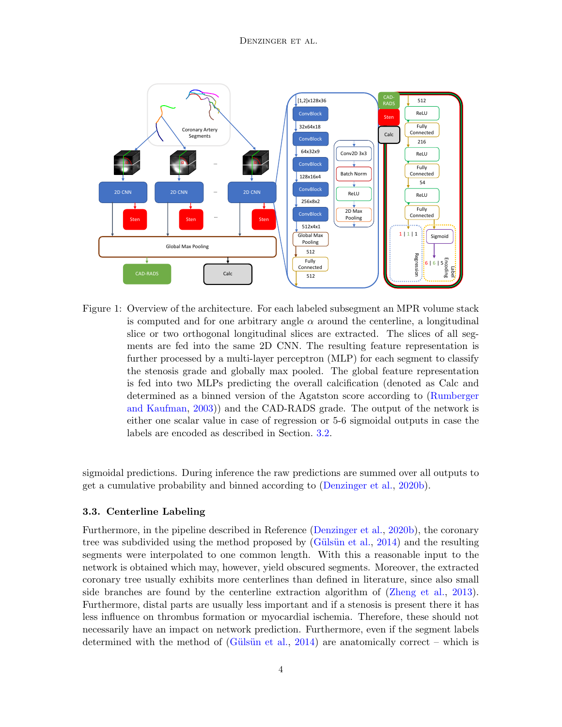Figure 1: Overview of the architecture. For each labeled subsegment an MPR volume stack is computed and for one arbitrary angle $\alpha$ around the centerline, a longitudinal slice or two orthogonal longitudinal slices are extracted. The slices of all segments are fed into the same 2D CNN. The resulting feature representation is further processed by a multi-layer perceptron (MLP) for each segment to classify the stenosis grade and globally max pooled. The global feature representation is fed into two MLPs predicting the overall calcification (denoted as Calc and determined as a binned version of the Agatston score according to (Rumberger and Kaufman, 2003)) and the CAD-RADS grade. The output of the network is either one scalar value in case of regression or 5-6 sigmoidal outputs in case the labels are encoded as described in Section. 3.2.

sigmoidal predictions. During inference the raw predictions are summed over all outputs to get a cumulative probability and binned according to (Denzinger et al., 2020b).

### 3.3. Centerline Labeling

Furthermore, in the pipeline described in Reference (Denzinger et al., 2020b), the coronary tree was subdivided using the method proposed by (Gülsün et al., 2014) and the resulting segments were interpolated to one common length. With this a reasonable input to the network is obtained which may, however, yield obscured segments. Moreover, the extracted coronary tree usually exhibits more centerlines than defined in literature, since also small side branches are found by the centerline extraction algorithm of (Zheng et al., 2013). Furthermore, distal parts are usually less important and if a stenosis is present there it has less influence on thrombus formation or myocardial ischemia. Therefore, these should not necessarily have an impact on network prediction. Furthermore, even if the segment labels determined with the method of (Gülsün et al., 2014) are anatomically correct – which is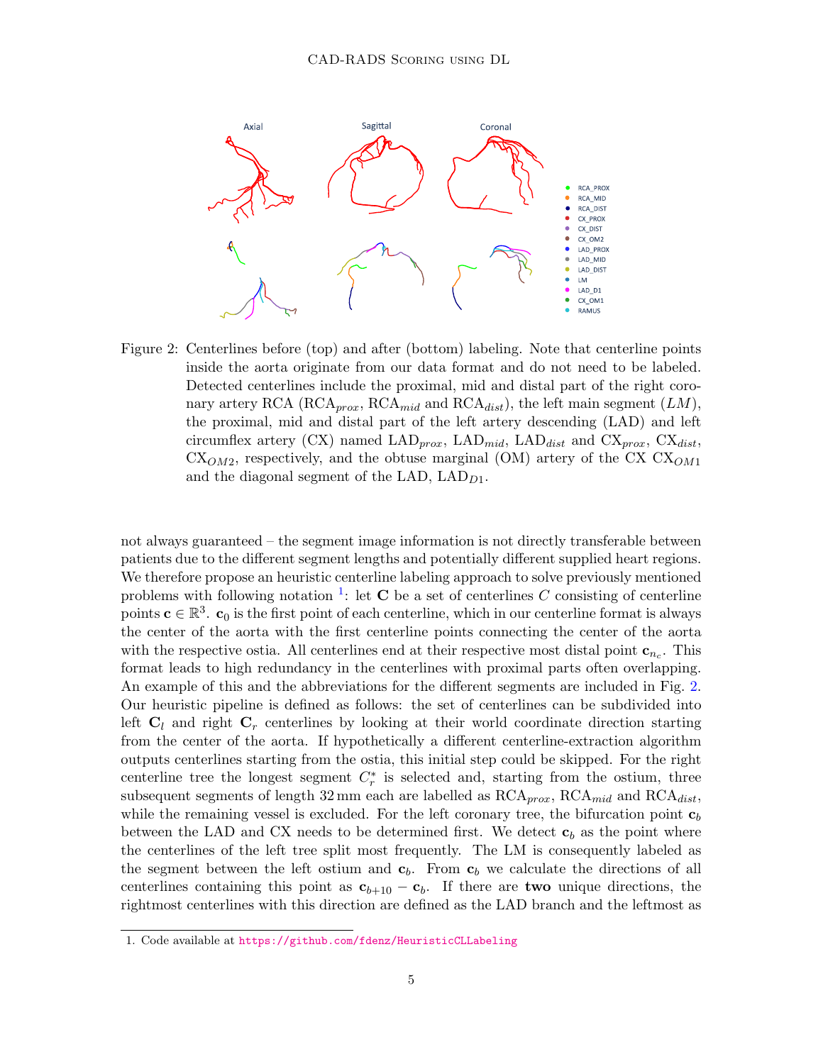Figure 2: Centerlines before (top) and after (bottom) labeling. Note that centerline points inside the aorta originate from our data format and do not need to be labeled. Detected centerlines include the proximal, mid and distal part of the right coronary artery RCA ($\mathrm{RCA}_{prox}$, $\mathrm{RCA}_{mid}$ and $\mathrm{RCA}_{dist}$), the left main segment ($LM$), the proximal, mid and distal part of the left artery descending (LAD) and left circumflex artery (CX) named $\mathrm{LAD}_{prox}$, $\mathrm{LAD}_{mid}$, $\mathrm{LAD}_{dist}$ and $\mathrm{CX}_{prox}$, $\mathrm{CX}_{dist}$, $\mathrm{CX}_{OM2}$, respectively, and the obtuse marginal (OM) artery of the CX $\mathrm{CX}_{OM1}$ and the diagonal segment of the LAD, $\mathrm{LAD}_{D1}$.

not always guaranteed – the segment image information is not directly transferable between patients due to the different segment lengths and potentially different supplied heart regions. We therefore propose an heuristic centerline labeling approach to solve previously mentioned problems with following notation [1]: let $\mathbf{C}$ be a set of centerlines $C$ consisting of centerline points $\mathbf{c} \in \mathbb{R}^3$. $\mathbf{c}_0$ is the first point of each centerline, which in our centerline format is always the center of the aorta with the first centerline points connecting the center of the aorta with the respective ostia. All centerlines end at their respective most distal point $\mathbf{c}_{n_c}$. This format leads to high redundancy in the centerlines with proximal parts often overlapping. An example of this and the abbreviations for the different segments are included in Fig. 2. Our heuristic pipeline is defined as follows: the set of centerlines can be subdivided into left $\mathbf{C}_l$ and right $\mathbf{C}_r$ centerlines by looking at their world coordinate direction starting from the center of the aorta. If hypothetically a different centerline-extraction algorithm outputs centerlines starting from the ostia, this initial step could be skipped. For the right centerline tree the longest segment $C_r^*$ is selected and, starting from the ostium, three subsequent segments of length 32 mm each are labelled as $\mathrm{RCA}_{prox}$, $\mathrm{RCA}_{mid}$ and $\mathrm{RCA}_{dist}$, while the remaining vessel is excluded. For the left coronary tree, the bifurcation point $\mathbf{c}_b$ between the LAD and CX needs to be determined first. We detect $\mathbf{c}_b$ as the point where the centerlines of the left tree split most frequently. The LM is consequently labeled as the segment between the left ostium and $\mathbf{c}_b$. From $\mathbf{c}_b$ we calculate the directions of all centerlines containing this point as $\mathbf{c}_{b+10} - \mathbf{c}_b$. If there are **two** unique directions, the rightmost centerlines with this direction are defined as the LAD branch and the leftmost as

1. Code available at https://github.com/fdenz/HeuristicCLLabeling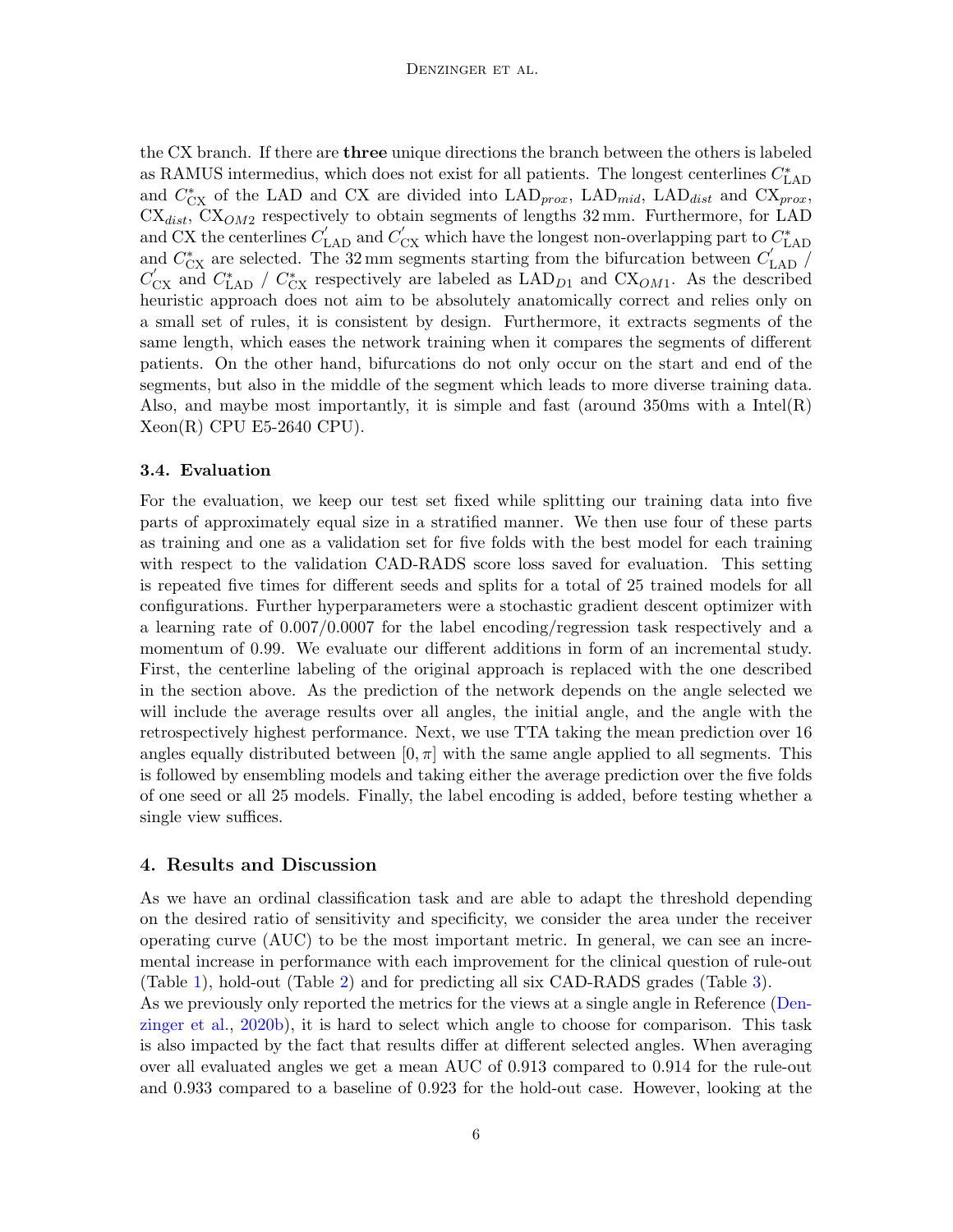the CX branch. If there are **three** unique directions the branch between the others is labeled as RAMUS intermedius, which does not exist for all patients. The longest centerlines $C^{*}_{\text{LAD}}$ and $C^{*}_{\text{CX}}$ of the LAD and CX are divided into $\text{LAD}_{prox}$, $\text{LAD}_{mid}$, $\text{LAD}_{dist}$ and $\text{CX}_{prox}$, $\text{CX}_{dist}$, $\text{CX}_{OM2}$ respectively to obtain segments of lengths 32 mm. Furthermore, for LAD and CX the centerlines $C^{'}_{\text{LAD}}$ and $C^{'}_{\text{CX}}$ which have the longest non-overlapping part to $C^{*}_{\text{LAD}}$ and $C^{*}_{\text{CX}}$ are selected. The 32 mm segments starting from the bifurcation between $C^{'}_{\text{LAD}}$ / $C^{'}_{\text{CX}}$ and $C^{*}_{\text{LAD}}$ / $C^{*}_{\text{CX}}$ respectively are labeled as $\text{LAD}_{D1}$ and $\text{CX}_{OM1}$. As the described heuristic approach does not aim to be absolutely anatomically correct and relies only on a small set of rules, it is consistent by design. Furthermore, it extracts segments of the same length, which eases the network training when it compares the segments of different patients. On the other hand, bifurcations do not only occur on the start and end of the segments, but also in the middle of the segment which leads to more diverse training data. Also, and maybe most importantly, it is simple and fast (around 350ms with a Intel(R) Xeon(R) CPU E5-2640 CPU).

### 3.4. Evaluation

For the evaluation, we keep our test set fixed while splitting our training data into five parts of approximately equal size in a stratified manner. We then use four of these parts as training and one as a validation set for five folds with the best model for each training with respect to the validation CAD-RADS score loss saved for evaluation. This setting is repeated five times for different seeds and splits for a total of 25 trained models for all configurations. Further hyperparameters were a stochastic gradient descent optimizer with a learning rate of 0.007/0.0007 for the label encoding/regression task respectively and a momentum of 0.99. We evaluate our different additions in form of an incremental study. First, the centerline labeling of the original approach is replaced with the one described in the section above. As the prediction of the network depends on the angle selected we will include the average results over all angles, the initial angle, and the angle with the retrospectively highest performance. Next, we use TTA taking the mean prediction over 16 angles equally distributed between $[0, \pi]$ with the same angle applied to all segments. This is followed by ensembling models and taking either the average prediction over the five folds of one seed or all 25 models. Finally, the label encoding is added, before testing whether a single view suffices.

## 4. Results and Discussion

As we have an ordinal classification task and are able to adapt the threshold depending on the desired ratio of sensitivity and specificity, we consider the area under the receiver operating curve (AUC) to be the most important metric. In general, we can see an incremental increase in performance with each improvement for the clinical question of rule-out (Table 1), hold-out (Table 2) and for predicting all six CAD-RADS grades (Table 3).
As we previously only reported the metrics for the views at a single angle in Reference (Denzinger et al., 2020b), it is hard to select which angle to choose for comparison. This task is also impacted by the fact that results differ at different selected angles. When averaging over all evaluated angles we get a mean AUC of 0.913 compared to 0.914 for the rule-out and 0.933 compared to a baseline of 0.923 for the hold-out case. However, looking at the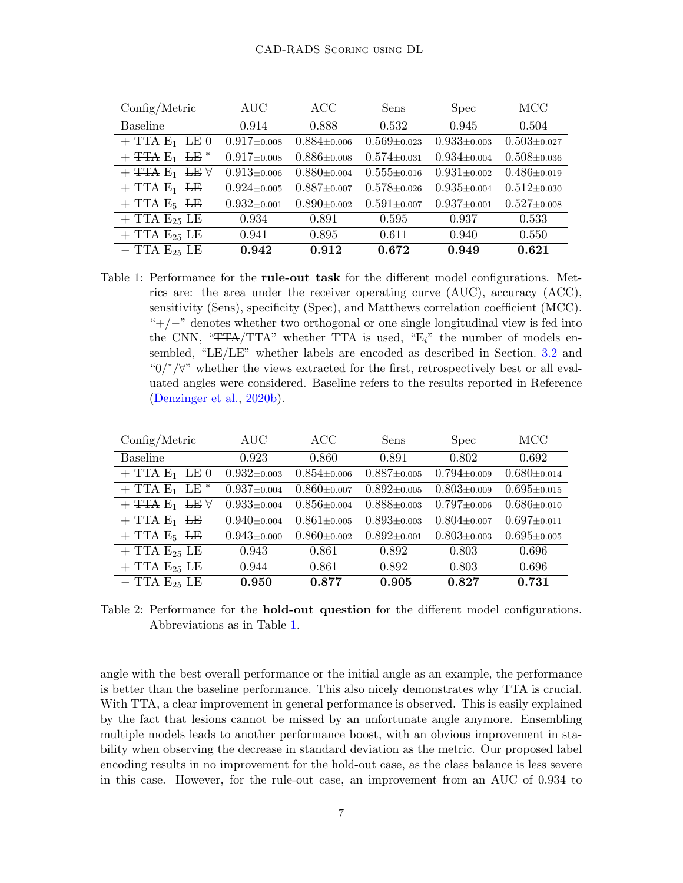| Config/Metric | AUC | ACC | Sens | Spec | MCC |
|---|---|---|---|---|---|
| Baseline | 0.914 | 0.888 | 0.532 | 0.945 | 0.504 |
| + ~~TTA~~ $E_1$ ~~LE~~ 0 | 0.917±0.008 | 0.884±0.006 | 0.569±0.023 | 0.933±0.003 | 0.503±0.027 |
| + ~~TTA~~ $E_1$ ~~LE~~ * | 0.917±0.008 | 0.886±0.008 | 0.574±0.031 | 0.934±0.004 | 0.508±0.036 |
| + ~~TTA~~ $E_1$ ~~LE~~ ∀ | 0.913±0.006 | 0.880±0.004 | 0.555±0.016 | 0.931±0.002 | 0.486±0.019 |
| + TTA $E_1$ ~~LE~~ | 0.924±0.005 | 0.887±0.007 | 0.578±0.026 | 0.935±0.004 | 0.512±0.030 |
| + TTA $E_5$ ~~LE~~ | 0.932±0.001 | 0.890±0.002 | 0.591±0.007 | 0.937±0.001 | 0.527±0.008 |
| + TTA $E_{25}$ ~~LE~~ | 0.934 | 0.891 | 0.595 | 0.937 | 0.533 |
| + TTA $E_{25}$ LE | 0.941 | 0.895 | 0.611 | 0.940 | 0.550 |
| − TTA $E_{25}$ LE | **0.942** | **0.912** | **0.672** | **0.949** | **0.621** |

Table 1: Performance for the **rule-out task** for the different model configurations. Metrics are: the area under the receiver operating curve (AUC), accuracy (ACC), sensitivity (Sens), specificity (Spec), and Matthews correlation coefficient (MCC). "+/−" denotes whether two orthogonal or one single longitudinal view is fed into the CNN, "~~TTA~~/TTA" whether TTA is used, "$E_i$" the number of models ensembled, "~~LE~~/LE" whether labels are encoded as described in Section. 3.2 and "0/*/∀" whether the views extracted for the first, retrospectively best or all evaluated angles were considered. Baseline refers to the results reported in Reference (Denzinger et al., 2020b).

| Config/Metric | AUC | ACC | Sens | Spec | MCC |
|---|---|---|---|---|---|
| Baseline | 0.923 | 0.860 | 0.891 | 0.802 | 0.692 |
| + ~~TTA~~ $E_1$ ~~LE~~ 0 | 0.932±0.003 | 0.854±0.006 | 0.887±0.005 | 0.794±0.009 | 0.680±0.014 |
| + ~~TTA~~ $E_1$ ~~LE~~ * | 0.937±0.004 | 0.860±0.007 | 0.892±0.005 | 0.803±0.009 | 0.695±0.015 |
| + ~~TTA~~ $E_1$ ~~LE~~ ∀ | 0.933±0.004 | 0.856±0.004 | 0.888±0.003 | 0.797±0.006 | 0.686±0.010 |
| + TTA $E_1$ ~~LE~~ | 0.940±0.004 | 0.861±0.005 | 0.893±0.003 | 0.804±0.007 | 0.697±0.011 |
| + TTA $E_5$ ~~LE~~ | 0.943±0.000 | 0.860±0.002 | 0.892±0.001 | 0.803±0.003 | 0.695±0.005 |
| + TTA $E_{25}$ ~~LE~~ | 0.943 | 0.861 | 0.892 | 0.803 | 0.696 |
| + TTA $E_{25}$ LE | 0.944 | 0.861 | 0.892 | 0.803 | 0.696 |
| − TTA $E_{25}$ LE | **0.950** | **0.877** | **0.905** | **0.827** | **0.731** |

Table 2: Performance for the **hold-out question** for the different model configurations. Abbreviations as in Table 1.

angle with the best overall performance or the initial angle as an example, the performance is better than the baseline performance. This also nicely demonstrates why TTA is crucial. With TTA, a clear improvement in general performance is observed. This is easily explained by the fact that lesions cannot be missed by an unfortunate angle anymore. Ensembling multiple models leads to another performance boost, with an obvious improvement in stability when observing the decrease in standard deviation as the metric. Our proposed label encoding results in no improvement for the hold-out case, as the class balance is less severe in this case. However, for the rule-out case, an improvement from an AUC of 0.934 to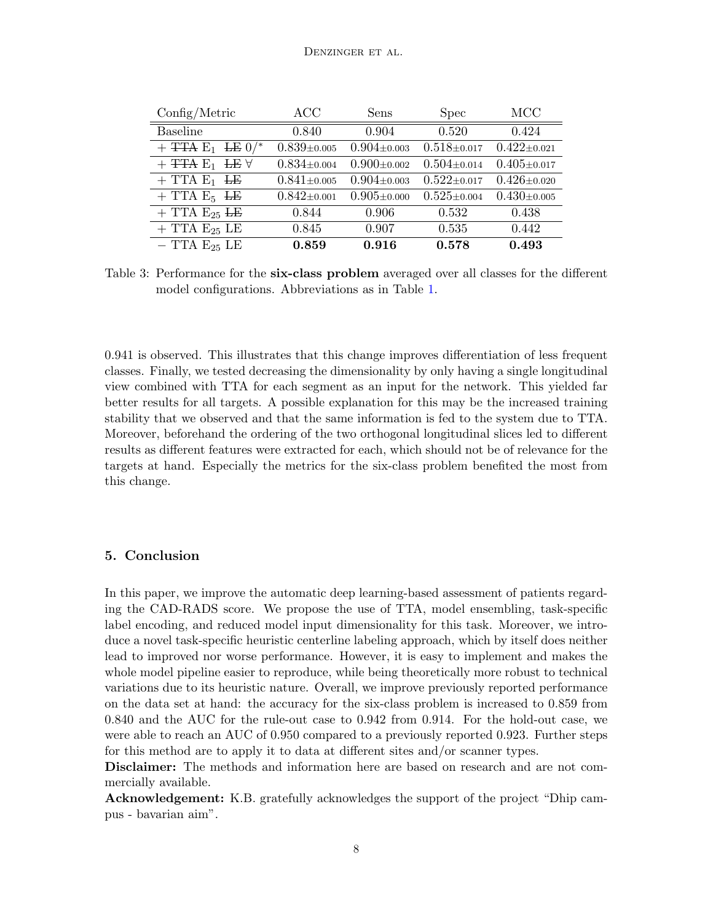| Config/Metric | ACC | Sens | Spec | MCC |
|---|---|---|---|---|
| Baseline | 0.840 | 0.904 | 0.520 | 0.424 |
| + ~~TTA~~ $E_1$ ~~LE~~ $0/^*$ | $0.839_{\pm 0.005}$ | $0.904_{\pm 0.003}$ | $0.518_{\pm 0.017}$ | $0.422_{\pm 0.021}$ |
| + ~~TTA~~ $E_1$ ~~LE~~ $\forall$ | $0.834_{\pm 0.004}$ | $0.900_{\pm 0.002}$ | $0.504_{\pm 0.014}$ | $0.405_{\pm 0.017}$ |
| + TTA $E_1$ ~~LE~~ | $0.841_{\pm 0.005}$ | $0.904_{\pm 0.003}$ | $0.522_{\pm 0.017}$ | $0.426_{\pm 0.020}$ |
| + TTA $E_5$ ~~LE~~ | $0.842_{\pm 0.001}$ | $0.905_{\pm 0.000}$ | $0.525_{\pm 0.004}$ | $0.430_{\pm 0.005}$ |
| + TTA $E_{25}$ ~~LE~~ | 0.844 | 0.906 | 0.532 | 0.438 |
| + TTA $E_{25}$ LE | 0.845 | 0.907 | 0.535 | 0.442 |
| − TTA $E_{25}$ LE | **0.859** | **0.916** | **0.578** | **0.493** |

Table 3: Performance for the **six-class problem** averaged over all classes for the different model configurations. Abbreviations as in Table 1.

0.941 is observed. This illustrates that this change improves differentiation of less frequent classes. Finally, we tested decreasing the dimensionality by only having a single longitudinal view combined with TTA for each segment as an input for the network. This yielded far better results for all targets. A possible explanation for this may be the increased training stability that we observed and that the same information is fed to the system due to TTA. Moreover, beforehand the ordering of the two orthogonal longitudinal slices led to different results as different features were extracted for each, which should not be of relevance for the targets at hand. Especially the metrics for the six-class problem benefited the most from this change.

## 5. Conclusion

In this paper, we improve the automatic deep learning-based assessment of patients regarding the CAD-RADS score. We propose the use of TTA, model ensembling, task-specific label encoding, and reduced model input dimensionality for this task. Moreover, we introduce a novel task-specific heuristic centerline labeling approach, which by itself does neither lead to improved nor worse performance. However, it is easy to implement and makes the whole model pipeline easier to reproduce, while being theoretically more robust to technical variations due to its heuristic nature. Overall, we improve previously reported performance on the data set at hand: the accuracy for the six-class problem is increased to 0.859 from 0.840 and the AUC for the rule-out case to 0.942 from 0.914. For the hold-out case, we were able to reach an AUC of 0.950 compared to a previously reported 0.923. Further steps for this method are to apply it to data at different sites and/or scanner types.

**Disclaimer:** The methods and information here are based on research and are not commercially available.

**Acknowledgement:** K.B. gratefully acknowledges the support of the project "Dhip campus - bavarian aim".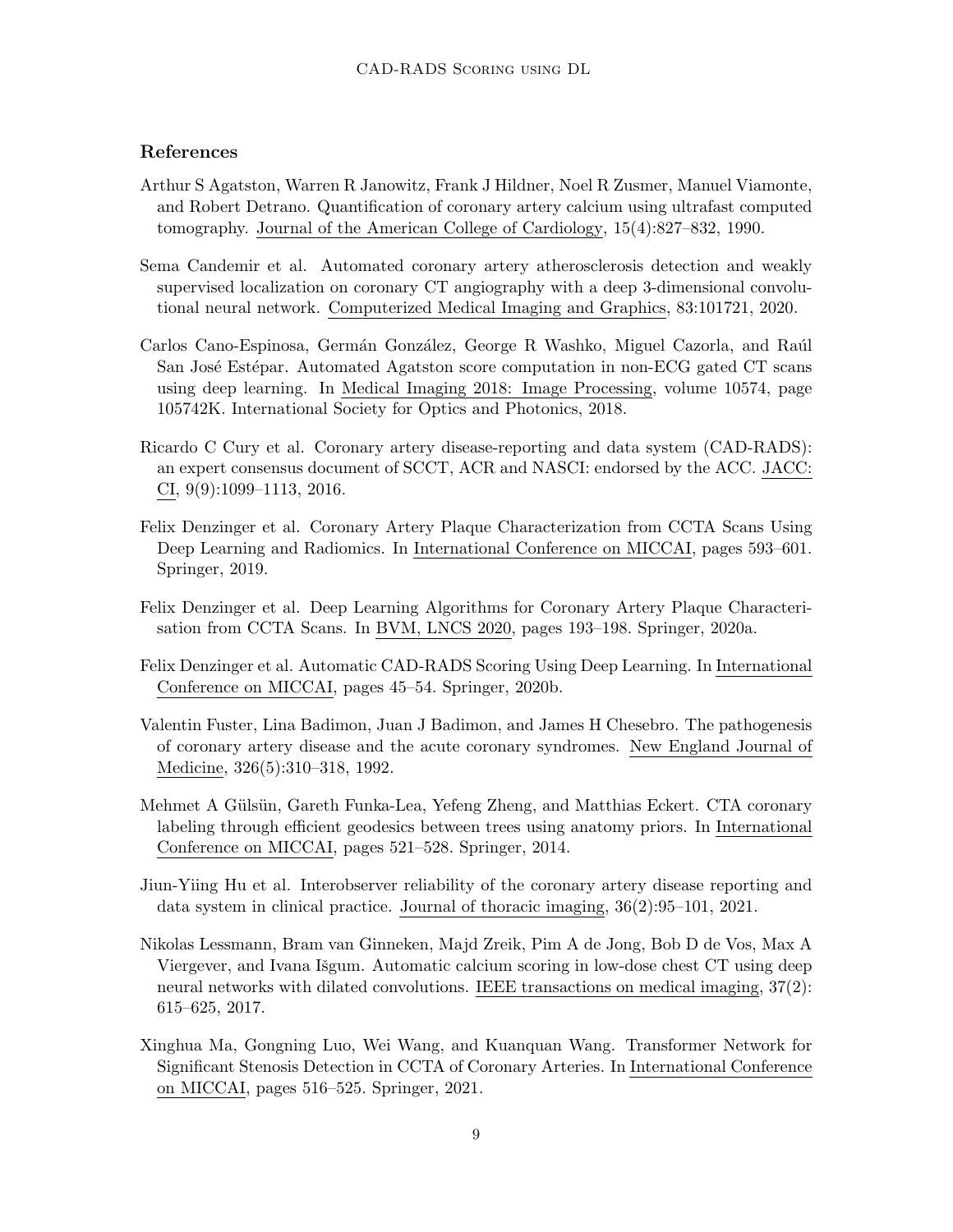## References

Arthur S Agatston, Warren R Janowitz, Frank J Hildner, Noel R Zusmer, Manuel Viamonte, and Robert Detrano. Quantification of coronary artery calcium using ultrafast computed tomography. Journal of the American College of Cardiology, 15(4):827–832, 1990.

Sema Candemir et al. Automated coronary artery atherosclerosis detection and weakly supervised localization on coronary CT angiography with a deep 3-dimensional convolutional neural network. Computerized Medical Imaging and Graphics, 83:101721, 2020.

Carlos Cano-Espinosa, Germán González, George R Washko, Miguel Cazorla, and Raúl San José Estépar. Automated Agatston score computation in non-ECG gated CT scans using deep learning. In Medical Imaging 2018: Image Processing, volume 10574, page 105742K. International Society for Optics and Photonics, 2018.

Ricardo C Cury et al. Coronary artery disease-reporting and data system (CAD-RADS): an expert consensus document of SCCT, ACR and NASCI: endorsed by the ACC. JACC: CI, 9(9):1099–1113, 2016.

Felix Denzinger et al. Coronary Artery Plaque Characterization from CCTA Scans Using Deep Learning and Radiomics. In International Conference on MICCAI, pages 593–601. Springer, 2019.

Felix Denzinger et al. Deep Learning Algorithms for Coronary Artery Plaque Characterisation from CCTA Scans. In BVM, LNCS 2020, pages 193–198. Springer, 2020a.

Felix Denzinger et al. Automatic CAD-RADS Scoring Using Deep Learning. In International Conference on MICCAI, pages 45–54. Springer, 2020b.

Valentin Fuster, Lina Badimon, Juan J Badimon, and James H Chesebro. The pathogenesis of coronary artery disease and the acute coronary syndromes. New England Journal of Medicine, 326(5):310–318, 1992.

Mehmet A Gülsün, Gareth Funka-Lea, Yefeng Zheng, and Matthias Eckert. CTA coronary labeling through efficient geodesics between trees using anatomy priors. In International Conference on MICCAI, pages 521–528. Springer, 2014.

Jiun-Yiing Hu et al. Interobserver reliability of the coronary artery disease reporting and data system in clinical practice. Journal of thoracic imaging, 36(2):95–101, 2021.

Nikolas Lessmann, Bram van Ginneken, Majd Zreik, Pim A de Jong, Bob D de Vos, Max A Viergever, and Ivana Išgum. Automatic calcium scoring in low-dose chest CT using deep neural networks with dilated convolutions. IEEE transactions on medical imaging, 37(2): 615–625, 2017.

Xinghua Ma, Gongning Luo, Wei Wang, and Kuanquan Wang. Transformer Network for Significant Stenosis Detection in CCTA of Coronary Arteries. In International Conference on MICCAI, pages 516–525. Springer, 2021.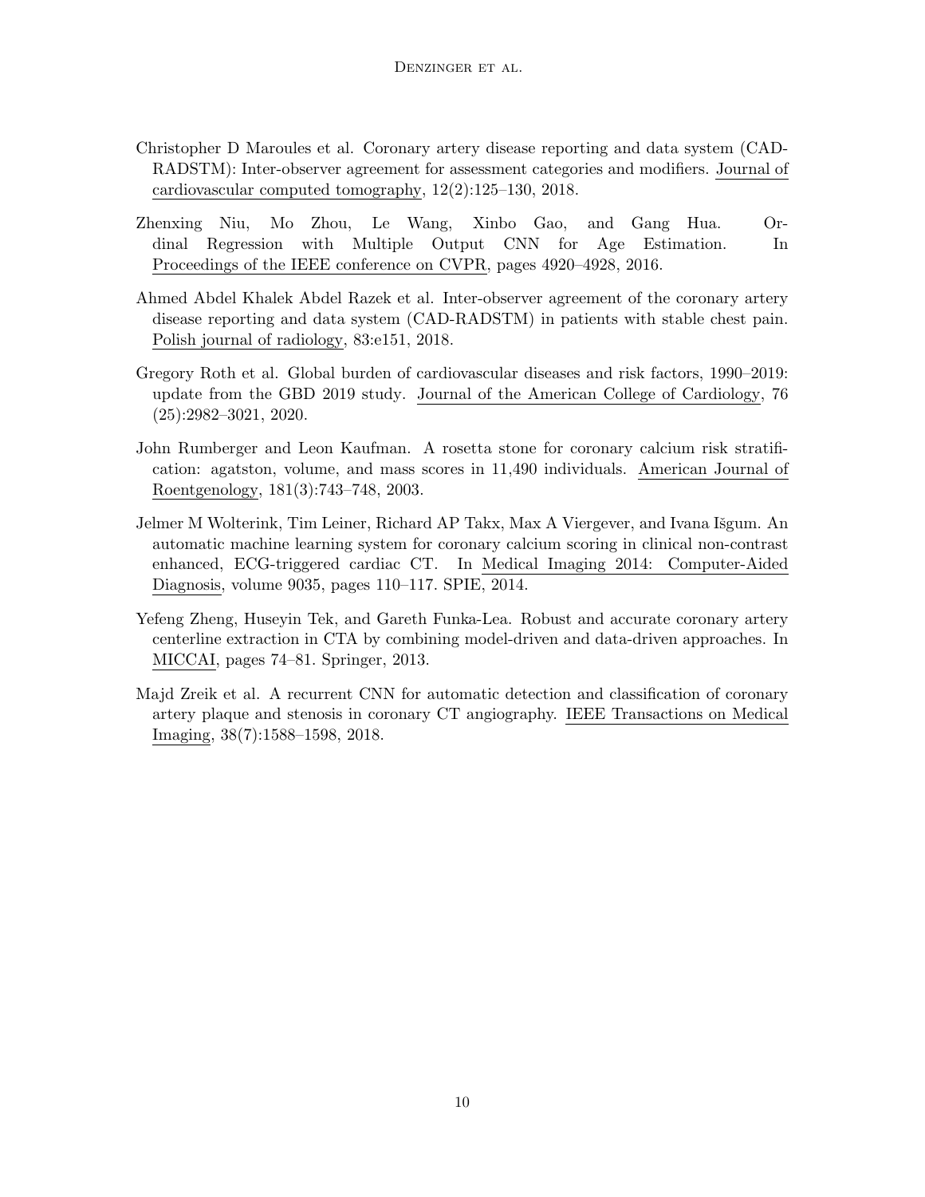Christopher D Maroules et al. Coronary artery disease reporting and data system (CAD-RADSTM): Inter-observer agreement for assessment categories and modifiers. Journal of cardiovascular computed tomography, 12(2):125–130, 2018.

Zhenxing Niu, Mo Zhou, Le Wang, Xinbo Gao, and Gang Hua. Ordinal Regression with Multiple Output CNN for Age Estimation. In Proceedings of the IEEE conference on CVPR, pages 4920–4928, 2016.

Ahmed Abdel Khalek Abdel Razek et al. Inter-observer agreement of the coronary artery disease reporting and data system (CAD-RADSTM) in patients with stable chest pain. Polish journal of radiology, 83:e151, 2018.

Gregory Roth et al. Global burden of cardiovascular diseases and risk factors, 1990–2019: update from the GBD 2019 study. Journal of the American College of Cardiology, 76 (25):2982–3021, 2020.

John Rumberger and Leon Kaufman. A rosetta stone for coronary calcium risk stratification: agatston, volume, and mass scores in 11,490 individuals. American Journal of Roentgenology, 181(3):743–748, 2003.

Jelmer M Wolterink, Tim Leiner, Richard AP Takx, Max A Viergever, and Ivana Išgum. An automatic machine learning system for coronary calcium scoring in clinical non-contrast enhanced, ECG-triggered cardiac CT. In Medical Imaging 2014: Computer-Aided Diagnosis, volume 9035, pages 110–117. SPIE, 2014.

Yefeng Zheng, Huseyin Tek, and Gareth Funka-Lea. Robust and accurate coronary artery centerline extraction in CTA by combining model-driven and data-driven approaches. In MICCAI, pages 74–81. Springer, 2013.

Majd Zreik et al. A recurrent CNN for automatic detection and classification of coronary artery plaque and stenosis in coronary CT angiography. IEEE Transactions on Medical Imaging, 38(7):1588–1598, 2018.